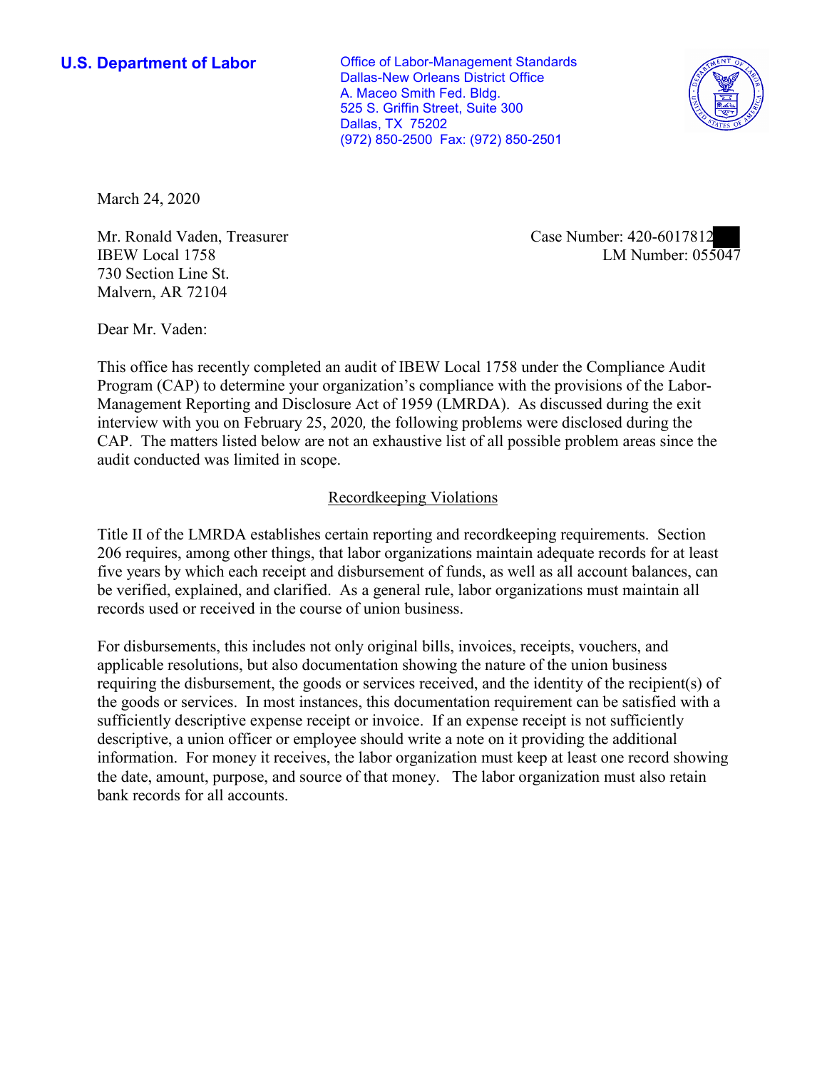**U.S. Department of Labor**

Office of Labor-Management Standards
Dallas-New Orleans District Office
A. Maceo Smith Fed. Bldg.
525 S. Griffin Street, Suite 300
Dallas, TX 75202
(972) 850-2500 Fax: (972) 850-2501

March 24, 2020

Mr. Ronald Vaden, Treasurer
IBEW Local 1758
730 Section Line St.
Malvern, AR 72104

Case Number: 420-6017812
LM Number: 055047

Dear Mr. Vaden:

This office has recently completed an audit of IBEW Local 1758 under the Compliance Audit Program (CAP) to determine your organization's compliance with the provisions of the Labor-Management Reporting and Disclosure Act of 1959 (LMRDA). As discussed during the exit interview with you on February 25, 2020, the following problems were disclosed during the CAP. The matters listed below are not an exhaustive list of all possible problem areas since the audit conducted was limited in scope.

## Recordkeeping Violations

Title II of the LMRDA establishes certain reporting and recordkeeping requirements. Section 206 requires, among other things, that labor organizations maintain adequate records for at least five years by which each receipt and disbursement of funds, as well as all account balances, can be verified, explained, and clarified. As a general rule, labor organizations must maintain all records used or received in the course of union business.

For disbursements, this includes not only original bills, invoices, receipts, vouchers, and applicable resolutions, but also documentation showing the nature of the union business requiring the disbursement, the goods or services received, and the identity of the recipient(s) of the goods or services. In most instances, this documentation requirement can be satisfied with a sufficiently descriptive expense receipt or invoice. If an expense receipt is not sufficiently descriptive, a union officer or employee should write a note on it providing the additional information. For money it receives, the labor organization must keep at least one record showing the date, amount, purpose, and source of that money. The labor organization must also retain bank records for all accounts.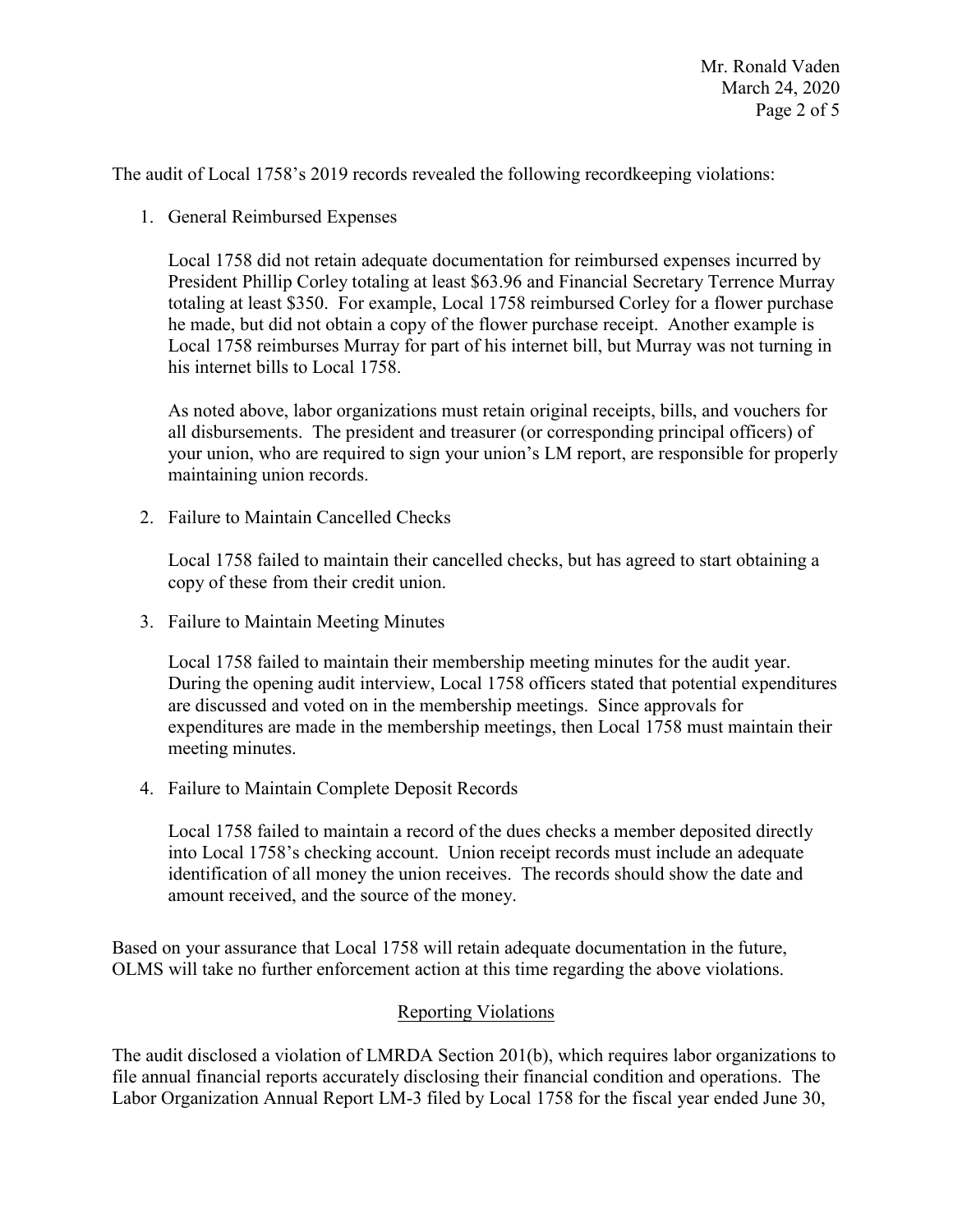The audit of Local 1758's 2019 records revealed the following recordkeeping violations:

1. General Reimbursed Expenses

   Local 1758 did not retain adequate documentation for reimbursed expenses incurred by President Phillip Corley totaling at least $63.96 and Financial Secretary Terrence Murray totaling at least $350. For example, Local 1758 reimbursed Corley for a flower purchase he made, but did not obtain a copy of the flower purchase receipt. Another example is Local 1758 reimburses Murray for part of his internet bill, but Murray was not turning in his internet bills to Local 1758.

   As noted above, labor organizations must retain original receipts, bills, and vouchers for all disbursements. The president and treasurer (or corresponding principal officers) of your union, who are required to sign your union's LM report, are responsible for properly maintaining union records.

2. Failure to Maintain Cancelled Checks

   Local 1758 failed to maintain their cancelled checks, but has agreed to start obtaining a copy of these from their credit union.

3. Failure to Maintain Meeting Minutes

   Local 1758 failed to maintain their membership meeting minutes for the audit year. During the opening audit interview, Local 1758 officers stated that potential expenditures are discussed and voted on in the membership meetings. Since approvals for expenditures are made in the membership meetings, then Local 1758 must maintain their meeting minutes.

4. Failure to Maintain Complete Deposit Records

   Local 1758 failed to maintain a record of the dues checks a member deposited directly into Local 1758's checking account. Union receipt records must include an adequate identification of all money the union receives. The records should show the date and amount received, and the source of the money.

Based on your assurance that Local 1758 will retain adequate documentation in the future, OLMS will take no further enforcement action at this time regarding the above violations.

## Reporting Violations

The audit disclosed a violation of LMRDA Section 201(b), which requires labor organizations to file annual financial reports accurately disclosing their financial condition and operations. The Labor Organization Annual Report LM-3 filed by Local 1758 for the fiscal year ended June 30,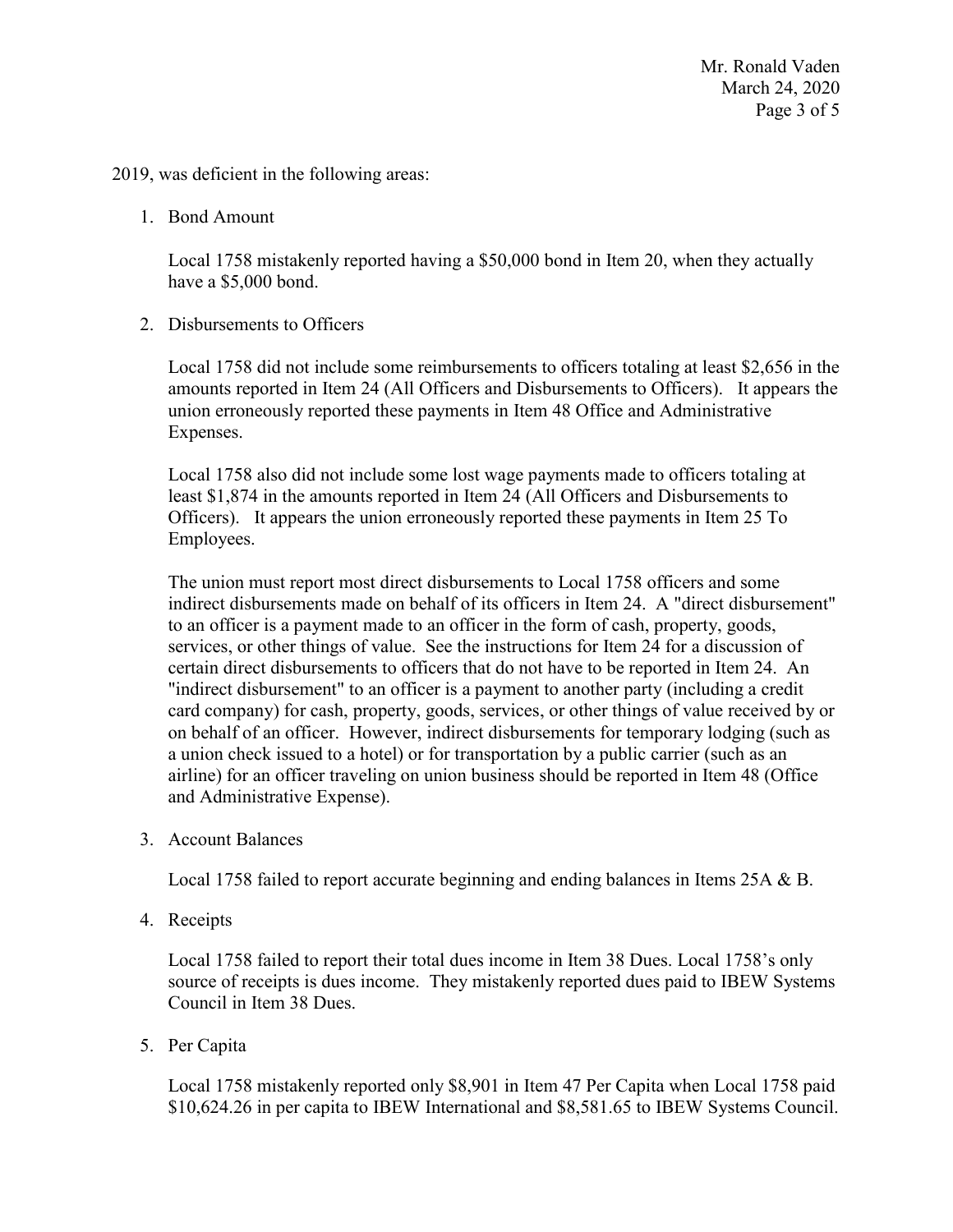2019, was deficient in the following areas:

1. Bond Amount

   Local 1758 mistakenly reported having a $50,000 bond in Item 20, when they actually have a $5,000 bond.

2. Disbursements to Officers

   Local 1758 did not include some reimbursements to officers totaling at least $2,656 in the amounts reported in Item 24 (All Officers and Disbursements to Officers). It appears the union erroneously reported these payments in Item 48 Office and Administrative Expenses.

   Local 1758 also did not include some lost wage payments made to officers totaling at least $1,874 in the amounts reported in Item 24 (All Officers and Disbursements to Officers). It appears the union erroneously reported these payments in Item 25 To Employees.

   The union must report most direct disbursements to Local 1758 officers and some indirect disbursements made on behalf of its officers in Item 24. A "direct disbursement" to an officer is a payment made to an officer in the form of cash, property, goods, services, or other things of value. See the instructions for Item 24 for a discussion of certain direct disbursements to officers that do not have to be reported in Item 24. An "indirect disbursement" to an officer is a payment to another party (including a credit card company) for cash, property, goods, services, or other things of value received by or on behalf of an officer. However, indirect disbursements for temporary lodging (such as a union check issued to a hotel) or for transportation by a public carrier (such as an airline) for an officer traveling on union business should be reported in Item 48 (Office and Administrative Expense).

3. Account Balances

   Local 1758 failed to report accurate beginning and ending balances in Items 25A & B.

4. Receipts

   Local 1758 failed to report their total dues income in Item 38 Dues. Local 1758's only source of receipts is dues income. They mistakenly reported dues paid to IBEW Systems Council in Item 38 Dues.

5. Per Capita

   Local 1758 mistakenly reported only $8,901 in Item 47 Per Capita when Local 1758 paid $10,624.26 in per capita to IBEW International and $8,581.65 to IBEW Systems Council.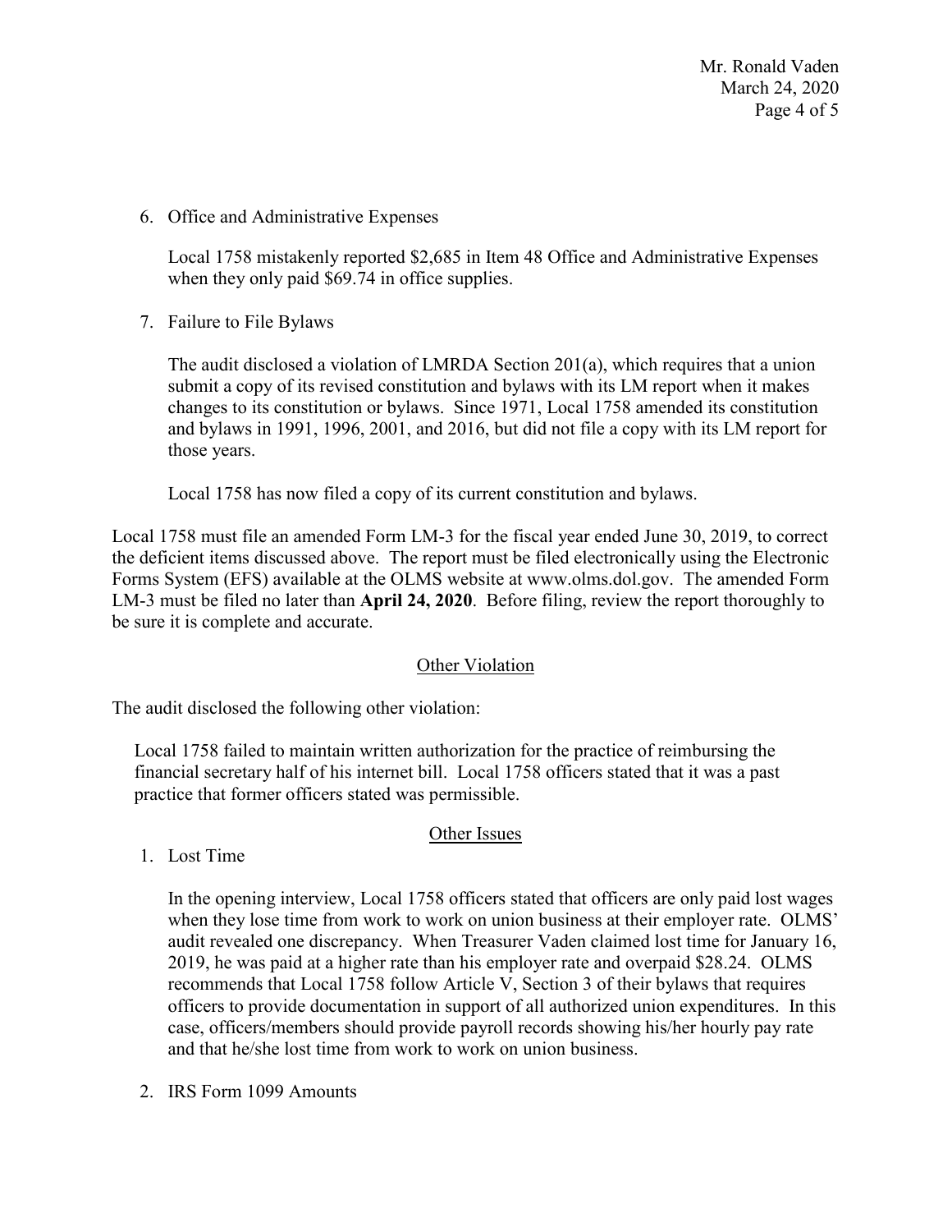6. Office and Administrative Expenses

   Local 1758 mistakenly reported $2,685 in Item 48 Office and Administrative Expenses when they only paid $69.74 in office supplies.

7. Failure to File Bylaws

   The audit disclosed a violation of LMRDA Section 201(a), which requires that a union submit a copy of its revised constitution and bylaws with its LM report when it makes changes to its constitution or bylaws. Since 1971, Local 1758 amended its constitution and bylaws in 1991, 1996, 2001, and 2016, but did not file a copy with its LM report for those years.

   Local 1758 has now filed a copy of its current constitution and bylaws.

Local 1758 must file an amended Form LM-3 for the fiscal year ended June 30, 2019, to correct the deficient items discussed above. The report must be filed electronically using the Electronic Forms System (EFS) available at the OLMS website at www.olms.dol.gov. The amended Form LM-3 must be filed no later than **April 24, 2020**. Before filing, review the report thoroughly to be sure it is complete and accurate.

## Other Violation

The audit disclosed the following other violation:

Local 1758 failed to maintain written authorization for the practice of reimbursing the financial secretary half of his internet bill. Local 1758 officers stated that it was a past practice that former officers stated was permissible.

## Other Issues

1. Lost Time

   In the opening interview, Local 1758 officers stated that officers are only paid lost wages when they lose time from work to work on union business at their employer rate. OLMS' audit revealed one discrepancy. When Treasurer Vaden claimed lost time for January 16, 2019, he was paid at a higher rate than his employer rate and overpaid $28.24. OLMS recommends that Local 1758 follow Article V, Section 3 of their bylaws that requires officers to provide documentation in support of all authorized union expenditures. In this case, officers/members should provide payroll records showing his/her hourly pay rate and that he/she lost time from work to work on union business.

2. IRS Form 1099 Amounts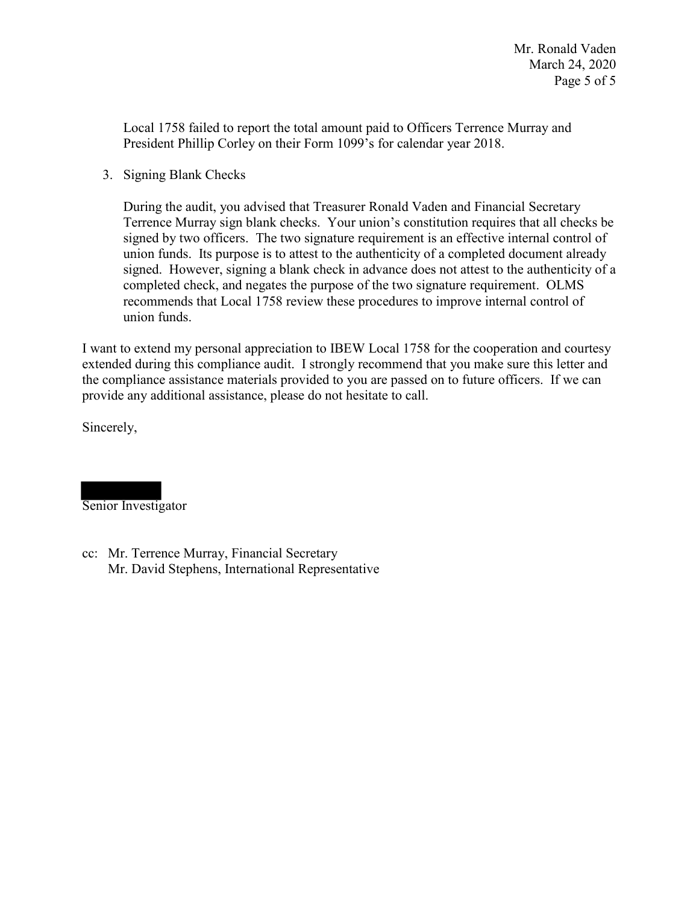Local 1758 failed to report the total amount paid to Officers Terrence Murray and President Phillip Corley on their Form 1099's for calendar year 2018.

3. Signing Blank Checks

   During the audit, you advised that Treasurer Ronald Vaden and Financial Secretary Terrence Murray sign blank checks. Your union's constitution requires that all checks be signed by two officers. The two signature requirement is an effective internal control of union funds. Its purpose is to attest to the authenticity of a completed document already signed. However, signing a blank check in advance does not attest to the authenticity of a completed check, and negates the purpose of the two signature requirement. OLMS recommends that Local 1758 review these procedures to improve internal control of union funds.

I want to extend my personal appreciation to IBEW Local 1758 for the cooperation and courtesy extended during this compliance audit. I strongly recommend that you make sure this letter and the compliance assistance materials provided to you are passed on to future officers. If we can provide any additional assistance, please do not hesitate to call.

Sincerely,

Senior Investigator

cc: Mr. Terrence Murray, Financial Secretary
    Mr. David Stephens, International Representative